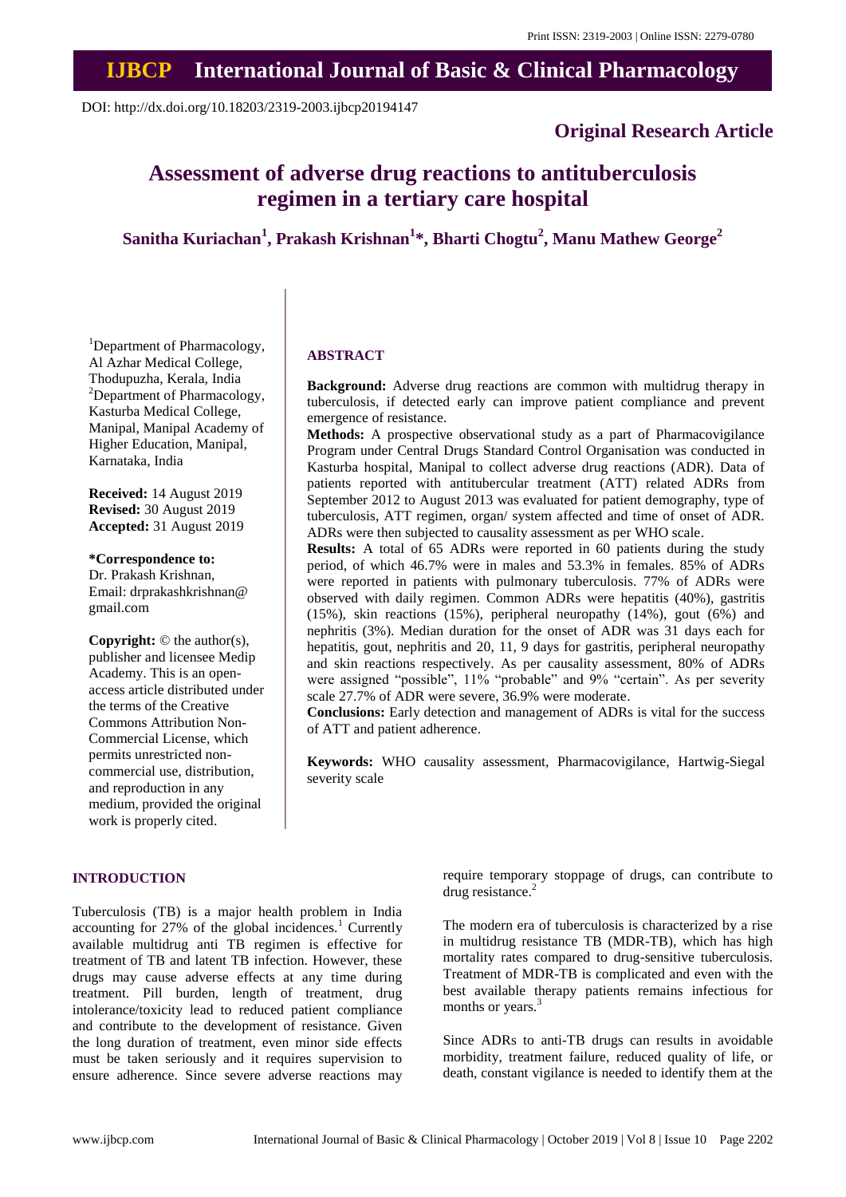Print ISSN: 2319-2003 | Online ISSN: 2279-0780

# IJBCP International Journal of Basic & Clinical Pharmacology

DOI: http://dx.doi.org/10.18203/2319-2003.ijbcp20194147

**Original Research Article**

# Assessment of adverse drug reactions to antituberculosis regimen in a tertiary care hospital

**Sanitha Kuriachan[1], Prakash Krishnan[1]*, Bharti Chogtu[2], Manu Mathew George[2]**

[1]Department of Pharmacology, Al Azhar Medical College, Thodupuzha, Kerala, India
[2]Department of Pharmacology, Kasturba Medical College, Manipal, Manipal Academy of Higher Education, Manipal, Karnataka, India

**Received:** 14 August 2019
**Revised:** 30 August 2019
**Accepted:** 31 August 2019

**\*Correspondence to:**
Dr. Prakash Krishnan,
Email: drprakashkrishnan@gmail.com

**Copyright:** © the author(s), publisher and licensee Medip Academy. This is an open-access article distributed under the terms of the Creative Commons Attribution Non-Commercial License, which permits unrestricted non-commercial use, distribution, and reproduction in any medium, provided the original work is properly cited.

## ABSTRACT

**Background:** Adverse drug reactions are common with multidrug therapy in tuberculosis, if detected early can improve patient compliance and prevent emergence of resistance.

**Methods:** A prospective observational study as a part of Pharmacovigilance Program under Central Drugs Standard Control Organisation was conducted in Kasturba hospital, Manipal to collect adverse drug reactions (ADR). Data of patients reported with antitubercular treatment (ATT) related ADRs from September 2012 to August 2013 was evaluated for patient demography, type of tuberculosis, ATT regimen, organ/ system affected and time of onset of ADR. ADRs were then subjected to causality assessment as per WHO scale.

**Results:** A total of 65 ADRs were reported in 60 patients during the study period, of which 46.7% were in males and 53.3% in females. 85% of ADRs were reported in patients with pulmonary tuberculosis. 77% of ADRs were observed with daily regimen. Common ADRs were hepatitis (40%), gastritis (15%), skin reactions (15%), peripheral neuropathy (14%), gout (6%) and nephritis (3%). Median duration for the onset of ADR was 31 days each for hepatitis, gout, nephritis and 20, 11, 9 days for gastritis, peripheral neuropathy and skin reactions respectively. As per causality assessment, 80% of ADRs were assigned "possible", 11% "probable" and 9% "certain". As per severity scale 27.7% of ADR were severe, 36.9% were moderate.

**Conclusions:** Early detection and management of ADRs is vital for the success of ATT and patient adherence.

**Keywords:** WHO causality assessment, Pharmacovigilance, Hartwig-Siegal severity scale

## INTRODUCTION

Tuberculosis (TB) is a major health problem in India accounting for 27% of the global incidences.[1] Currently available multidrug anti TB regimen is effective for treatment of TB and latent TB infection. However, these drugs may cause adverse effects at any time during treatment. Pill burden, length of treatment, drug intolerance/toxicity lead to reduced patient compliance and contribute to the development of resistance. Given the long duration of treatment, even minor side effects must be taken seriously and it requires supervision to ensure adherence. Since severe adverse reactions may require temporary stoppage of drugs, can contribute to drug resistance.[2]

The modern era of tuberculosis is characterized by a rise in multidrug resistance TB (MDR-TB), which has high mortality rates compared to drug-sensitive tuberculosis. Treatment of MDR-TB is complicated and even with the best available therapy patients remains infectious for months or years.[3]

Since ADRs to anti-TB drugs can results in avoidable morbidity, treatment failure, reduced quality of life, or death, constant vigilance is needed to identify them at the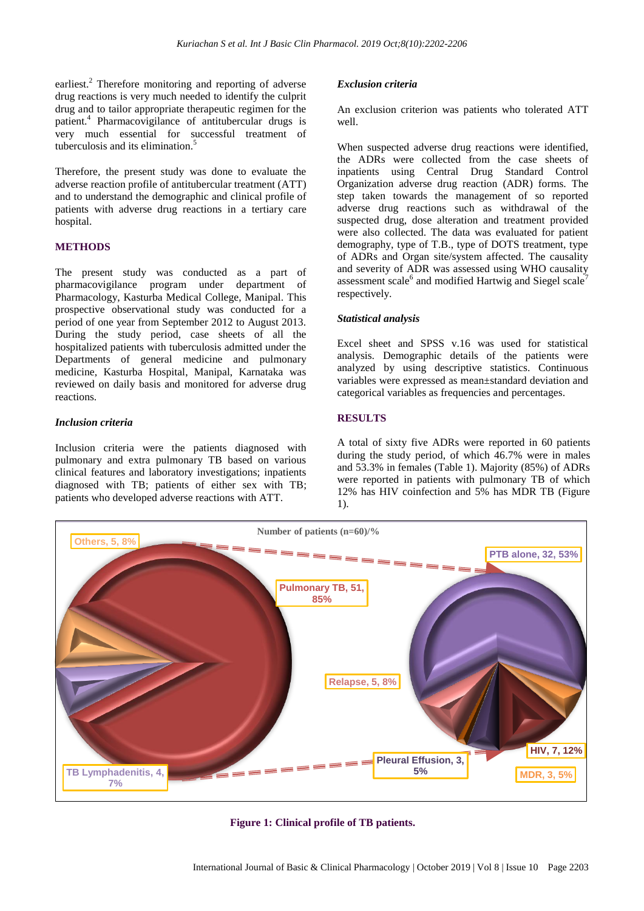earliest.[2] Therefore monitoring and reporting of adverse drug reactions is very much needed to identify the culprit drug and to tailor appropriate therapeutic regimen for the patient.[4] Pharmacovigilance of antitubercular drugs is very much essential for successful treatment of tuberculosis and its elimination.[5]

Therefore, the present study was done to evaluate the adverse reaction profile of antitubercular treatment (ATT) and to understand the demographic and clinical profile of patients with adverse drug reactions in a tertiary care hospital.

## METHODS

The present study was conducted as a part of pharmacovigilance program under department of Pharmacology, Kasturba Medical College, Manipal. This prospective observational study was conducted for a period of one year from September 2012 to August 2013. During the study period, case sheets of all the hospitalized patients with tuberculosis admitted under the Departments of general medicine and pulmonary medicine, Kasturba Hospital, Manipal, Karnataka was reviewed on daily basis and monitored for adverse drug reactions.

### *Inclusion criteria*

Inclusion criteria were the patients diagnosed with pulmonary and extra pulmonary TB based on various clinical features and laboratory investigations; inpatients diagnosed with TB; patients of either sex with TB; patients who developed adverse reactions with ATT.

### *Exclusion criteria*

An exclusion criterion was patients who tolerated ATT well.

When suspected adverse drug reactions were identified, the ADRs were collected from the case sheets of inpatients using Central Drug Standard Control Organization adverse drug reaction (ADR) forms. The step taken towards the management of so reported adverse drug reactions such as withdrawal of the suspected drug, dose alteration and treatment provided were also collected. The data was evaluated for patient demography, type of T.B., type of DOTS treatment, type of ADRs and Organ site/system affected. The causality and severity of ADR was assessed using WHO causality assessment scale[6] and modified Hartwig and Siegel scale[7] respectively.

### *Statistical analysis*

Excel sheet and SPSS v.16 was used for statistical analysis. Demographic details of the patients were analyzed by using descriptive statistics. Continuous variables were expressed as mean±standard deviation and categorical variables as frequencies and percentages.

## RESULTS

A total of sixty five ADRs were reported in 60 patients during the study period, of which 46.7% were in males and 53.3% in females (Table 1). Majority (85%) of ADRs were reported in patients with pulmonary TB of which 12% has HIV coinfection and 5% has MDR TB (Figure 1).

**Figure 1: Clinical profile of TB patients.**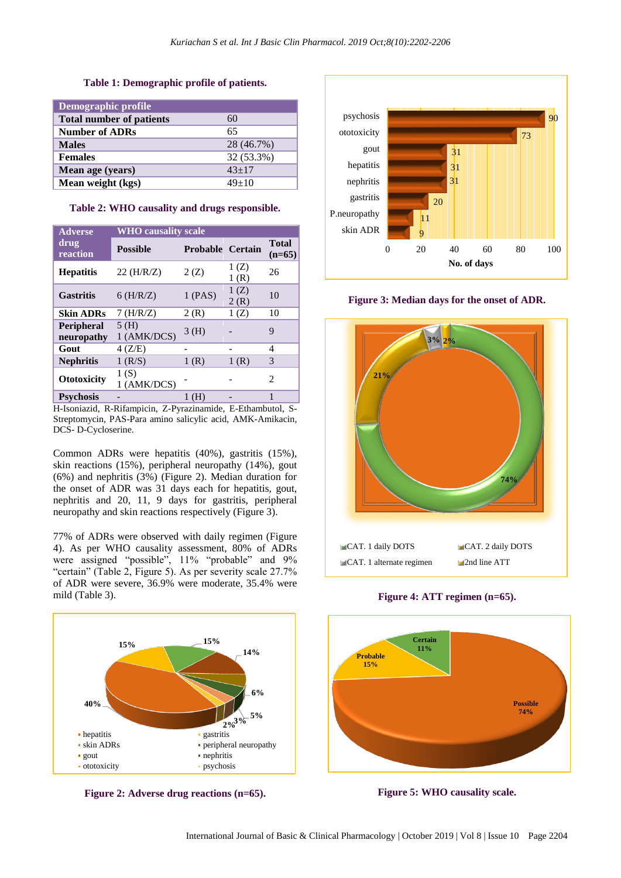**Table 1: Demographic profile of patients.**

| Demographic profile | |
|---|---|
| **Total number of patients** | 60 |
| **Number of ADRs** | 65 |
| **Males** | 28 (46.7%) |
| **Females** | 32 (53.3%) |
| **Mean age (years)** | 43±17 |
| **Mean weight (kgs)** | 49±10 |

**Table 2: WHO causality and drugs responsible.**

| Adverse drug reaction | WHO causality scale | | | |
|---|---|---|---|---|
| | **Possible** | **Probable** | **Certain** | **Total (n=65)** |
| **Hepatitis** | 22 (H/R/Z) | 2 (Z) | 1 (Z) 1 (R) | 26 |
| **Gastritis** | 6 (H/R/Z) | 1 (PAS) | 1 (Z) 2 (R) | 10 |
| **Skin ADRs** | 7 (H/R/Z) | 2 (R) | 1 (Z) | 10 |
| **Peripheral neuropathy** | 5 (H) 1 (AMK/DCS) | 3 (H) | - | 9 |
| **Gout** | 4 (Z/E) | - | - | 4 |
| **Nephritis** | 1 (R/S) | 1 (R) | 1 (R) | 3 |
| **Ototoxicity** | 1 (S) 1 (AMK/DCS) | - | - | 2 |
| **Psychosis** | - | 1 (H) | - | 1 |

H-Isoniazid, R-Rifampicin, Z-Pyrazinamide, E-Ethambutol, S-Streptomycin, PAS-Para amino salicylic acid, AMK-Amikacin, DCS- D-Cycloserine.

Common ADRs were hepatitis (40%), gastritis (15%), skin reactions (15%), peripheral neuropathy (14%), gout (6%) and nephritis (3%) (Figure 2). Median duration for the onset of ADR was 31 days each for hepatitis, gout, nephritis and 20, 11, 9 days for gastritis, peripheral neuropathy and skin reactions respectively (Figure 3).

77% of ADRs were observed with daily regimen (Figure 4). As per WHO causality assessment, 80% of ADRs were assigned "possible", 11% "probable" and 9% "certain" (Table 2, Figure 5). As per severity scale 27.7% of ADR were severe, 36.9% were moderate, 35.4% were mild (Table 3).

**Figure 2: Adverse drug reactions (n=65).**

**Figure 3: Median days for the onset of ADR.**

**Figure 4: ATT regimen (n=65).**

**Figure 5: WHO causality scale.**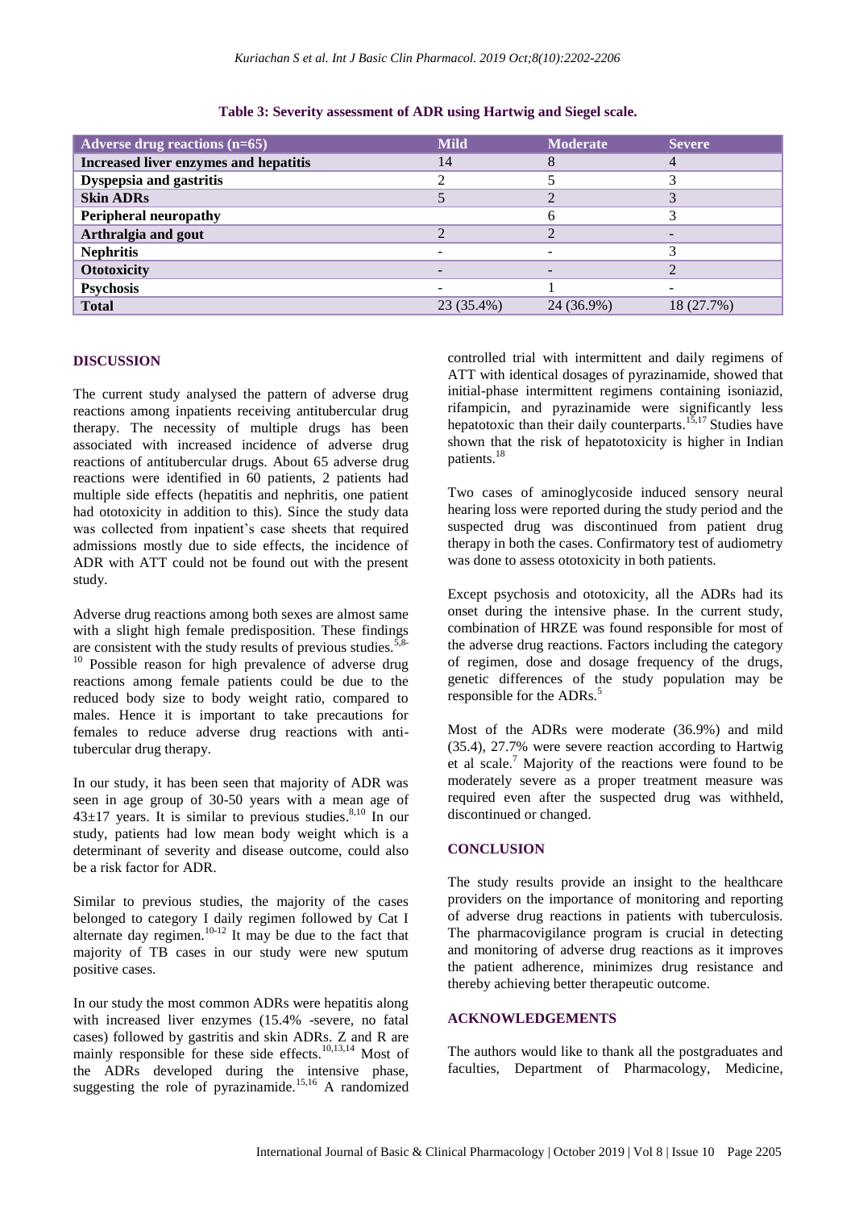**Table 3: Severity assessment of ADR using Hartwig and Siegel scale.**

| Adverse drug reactions (n=65) | Mild | Moderate | Severe |
|---|---|---|---|
| Increased liver enzymes and hepatitis | 14 | 8 | 4 |
| Dyspepsia and gastritis | 2 | 5 | 3 |
| Skin ADRs | 5 | 2 | 3 |
| Peripheral neuropathy | | 6 | 3 |
| Arthralgia and gout | 2 | 2 | - |
| Nephritis | - | - | 3 |
| Ototoxicity | - | - | 2 |
| Psychosis | - | 1 | - |
| Total | 23 (35.4%) | 24 (36.9%) | 18 (27.7%) |

## DISCUSSION

The current study analysed the pattern of adverse drug reactions among inpatients receiving antitubercular drug therapy. The necessity of multiple drugs has been associated with increased incidence of adverse drug reactions of antitubercular drugs. About 65 adverse drug reactions were identified in 60 patients, 2 patients had multiple side effects (hepatitis and nephritis, one patient had ototoxicity in addition to this). Since the study data was collected from inpatient's case sheets that required admissions mostly due to side effects, the incidence of ADR with ATT could not be found out with the present study.

Adverse drug reactions among both sexes are almost same with a slight high female predisposition. These findings are consistent with the study results of previous studies.[5,8-10] Possible reason for high prevalence of adverse drug reactions among female patients could be due to the reduced body size to body weight ratio, compared to males. Hence it is important to take precautions for females to reduce adverse drug reactions with anti-tubercular drug therapy.

In our study, it has been seen that majority of ADR was seen in age group of 30-50 years with a mean age of 43±17 years. It is similar to previous studies.[8,10] In our study, patients had low mean body weight which is a determinant of severity and disease outcome, could also be a risk factor for ADR.

Similar to previous studies, the majority of the cases belonged to category I daily regimen followed by Cat I alternate day regimen.[10-12] It may be due to the fact that majority of TB cases in our study were new sputum positive cases.

In our study the most common ADRs were hepatitis along with increased liver enzymes (15.4% -severe, no fatal cases) followed by gastritis and skin ADRs. Z and R are mainly responsible for these side effects.[10,13,14] Most of the ADRs developed during the intensive phase, suggesting the role of pyrazinamide.[15,16] A randomized controlled trial with intermittent and daily regimens of ATT with identical dosages of pyrazinamide, showed that initial-phase intermittent regimens containing isoniazid, rifampicin, and pyrazinamide were significantly less hepatotoxic than their daily counterparts.[15,17] Studies have shown that the risk of hepatotoxicity is higher in Indian patients.[18]

Two cases of aminoglycoside induced sensory neural hearing loss were reported during the study period and the suspected drug was discontinued from patient drug therapy in both the cases. Confirmatory test of audiometry was done to assess ototoxicity in both patients.

Except psychosis and ototoxicity, all the ADRs had its onset during the intensive phase. In the current study, combination of HRZE was found responsible for most of the adverse drug reactions. Factors including the category of regimen, dose and dosage frequency of the drugs, genetic differences of the study population may be responsible for the ADRs.[5]

Most of the ADRs were moderate (36.9%) and mild (35.4), 27.7% were severe reaction according to Hartwig et al scale.[7] Majority of the reactions were found to be moderately severe as a proper treatment measure was required even after the suspected drug was withheld, discontinued or changed.

## CONCLUSION

The study results provide an insight to the healthcare providers on the importance of monitoring and reporting of adverse drug reactions in patients with tuberculosis. The pharmacovigilance program is crucial in detecting and monitoring of adverse drug reactions as it improves the patient adherence, minimizes drug resistance and thereby achieving better therapeutic outcome.

## ACKNOWLEDGEMENTS

The authors would like to thank all the postgraduates and faculties, Department of Pharmacology, Medicine,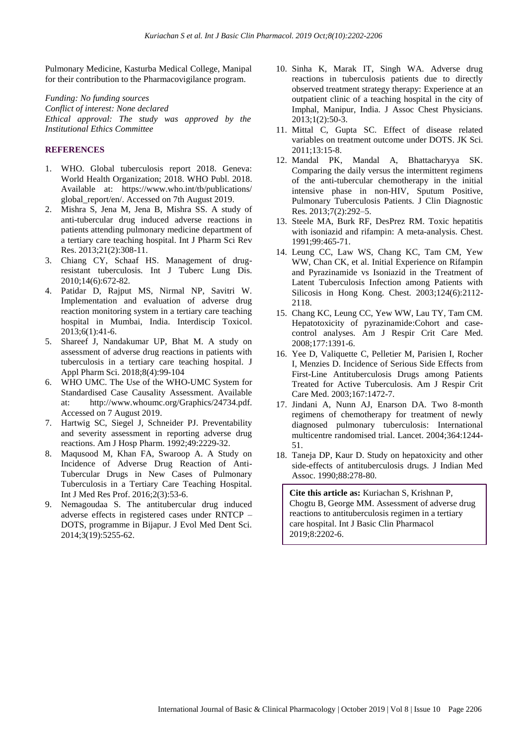Pulmonary Medicine, Kasturba Medical College, Manipal for their contribution to the Pharmacovigilance program.

*Funding: No funding sources*
*Conflict of interest: None declared*
*Ethical approval: The study was approved by the Institutional Ethics Committee*

## REFERENCES

1. WHO. Global tuberculosis report 2018. Geneva: World Health Organization; 2018. WHO Publ. 2018. Available at: https://www.who.int/tb/publications/global_report/en/. Accessed on 7th August 2019.
2. Mishra S, Jena M, Jena B, Mishra SS. A study of anti-tubercular drug induced adverse reactions in patients attending pulmonary medicine department of a tertiary care teaching hospital. Int J Pharm Sci Rev Res. 2013;21(2):308-11.
3. Chiang CY, Schaaf HS. Management of drug-resistant tuberculosis. Int J Tuberc Lung Dis. 2010;14(6):672-82.
4. Patidar D, Rajput MS, Nirmal NP, Savitri W. Implementation and evaluation of adverse drug reaction monitoring system in a tertiary care teaching hospital in Mumbai, India. Interdiscip Toxicol. 2013;6(1):41-6.
5. Shareef J, Nandakumar UP, Bhat M. A study on assessment of adverse drug reactions in patients with tuberculosis in a tertiary care teaching hospital. J Appl Pharm Sci. 2018;8(4):99-104
6. WHO UMC. The Use of the WHO-UMC System for Standardised Case Causality Assessment. Available at: http://www.whoumc.org/Graphics/24734.pdf. Accessed on 7 August 2019.
7. Hartwig SC, Siegel J, Schneider PJ. Preventability and severity assessment in reporting adverse drug reactions. Am J Hosp Pharm. 1992;49:2229-32.
8. Maqusood M, Khan FA, Swaroop A. A Study on Incidence of Adverse Drug Reaction of Anti-Tubercular Drugs in New Cases of Pulmonary Tuberculosis in a Tertiary Care Teaching Hospital. Int J Med Res Prof. 2016;2(3):53-6.
9. Nemagoudaa S. The antitubercular drug induced adverse effects in registered cases under RNTCP – DOTS, programme in Bijapur. J Evol Med Dent Sci. 2014;3(19):5255-62.
10. Sinha K, Marak IT, Singh WA. Adverse drug reactions in tuberculosis patients due to directly observed treatment strategy therapy: Experience at an outpatient clinic of a teaching hospital in the city of Imphal, Manipur, India. J Assoc Chest Physicians. 2013;1(2):50-3.
11. Mittal C, Gupta SC. Effect of disease related variables on treatment outcome under DOTS. JK Sci. 2011;13:15-8.
12. Mandal PK, Mandal A, Bhattacharyya SK. Comparing the daily versus the intermittent regimens of the anti-tubercular chemotherapy in the initial intensive phase in non-HIV, Sputum Positive, Pulmonary Tuberculosis Patients. J Clin Diagnostic Res. 2013;7(2):292–5.
13. Steele MA, Burk RF, DesPrez RM. Toxic hepatitis with isoniazid and rifampin: A meta-analysis. Chest. 1991;99:465-71.
14. Leung CC, Law WS, Chang KC, Tam CM, Yew WW, Chan CK, et al. Initial Experience on Rifampin and Pyrazinamide vs Isoniazid in the Treatment of Latent Tuberculosis Infection among Patients with Silicosis in Hong Kong. Chest. 2003;124(6):2112-2118.
15. Chang KC, Leung CC, Yew WW, Lau TY, Tam CM. Hepatotoxicity of pyrazinamide:Cohort and case-control analyses. Am J Respir Crit Care Med. 2008;177:1391-6.
16. Yee D, Valiquette C, Pelletier M, Parisien I, Rocher I, Menzies D. Incidence of Serious Side Effects from First-Line Antituberculosis Drugs among Patients Treated for Active Tuberculosis. Am J Respir Crit Care Med. 2003;167:1472-7.
17. Jindani A, Nunn AJ, Enarson DA. Two 8-month regimens of chemotherapy for treatment of newly diagnosed pulmonary tuberculosis: International multicentre randomised trial. Lancet. 2004;364:1244-51.
18. Taneja DP, Kaur D. Study on hepatoxicity and other side-effects of antituberculosis drugs. J Indian Med Assoc. 1990;88:278-80.

**Cite this article as:** Kuriachan S, Krishnan P, Chogtu B, George MM. Assessment of adverse drug reactions to antituberculosis regimen in a tertiary care hospital. Int J Basic Clin Pharmacol 2019;8:2202-6.